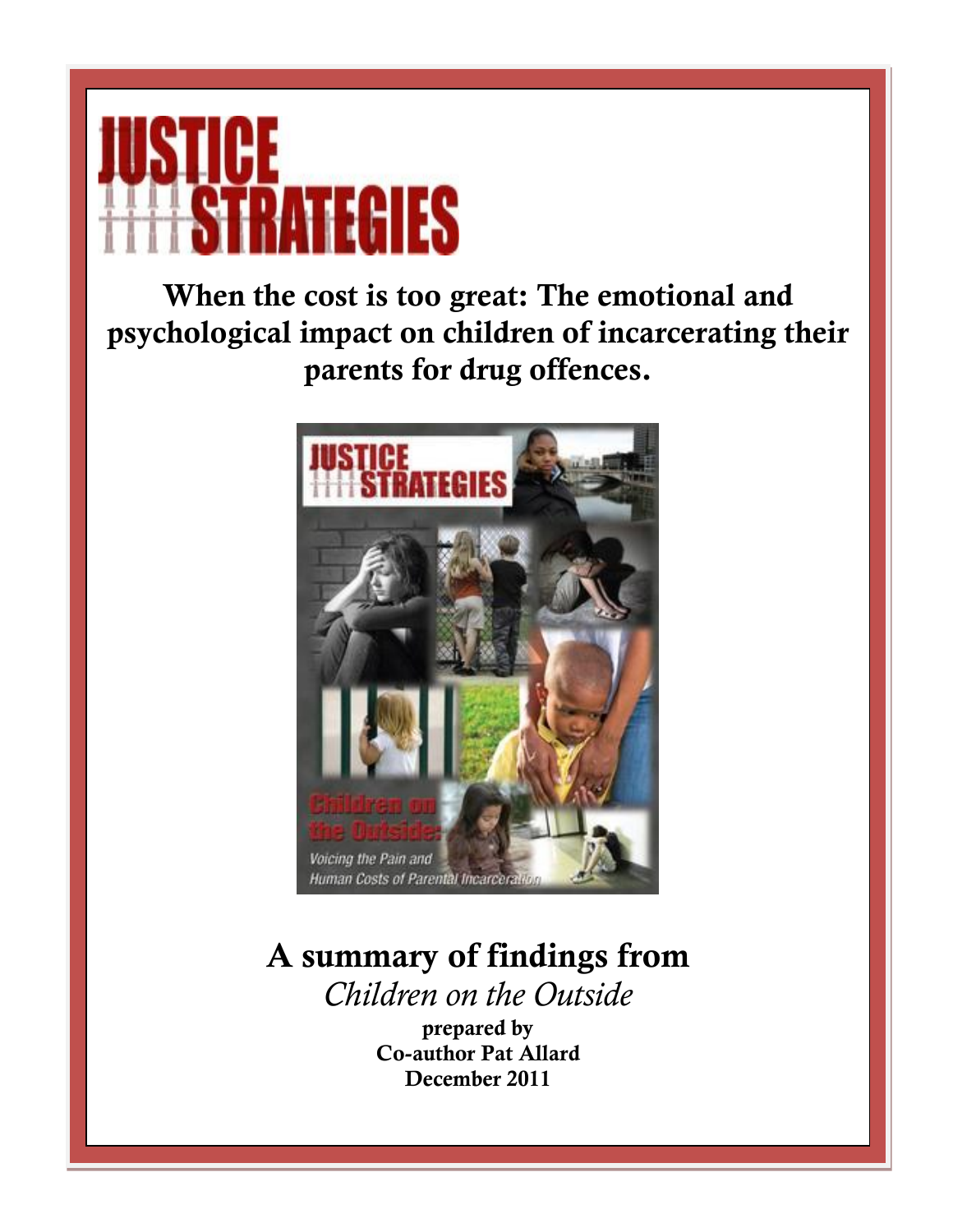# JUSTICE STRATEGIES

## When the cost is too great: The emotional and psychological impact on children of incarcerating their parents for drug offences.

## A summary of findings from

*Children on the Outside*

**prepared by**
**Co-author Pat Allard**
**December 2011**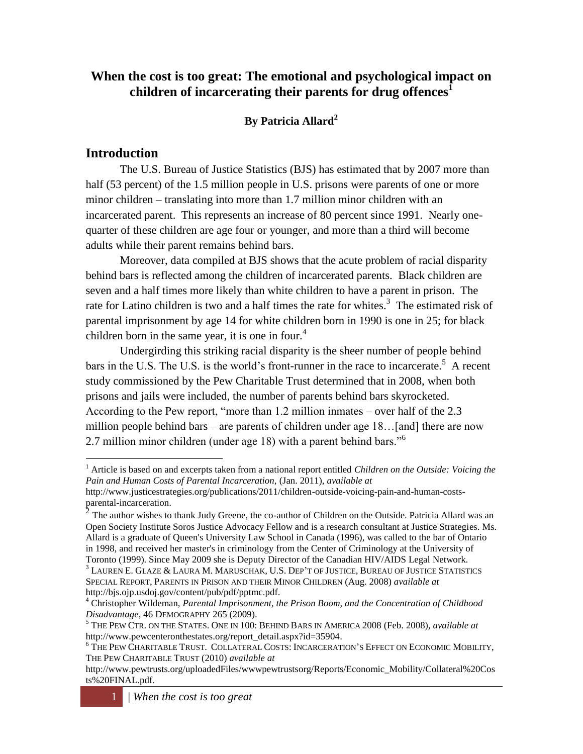# When the cost is too great: The emotional and psychological impact on children of incarcerating their parents for drug offences[1]

**By Patricia Allard[2]**

## Introduction

The U.S. Bureau of Justice Statistics (BJS) has estimated that by 2007 more than half (53 percent) of the 1.5 million people in U.S. prisons were parents of one or more minor children – translating into more than 1.7 million minor children with an incarcerated parent. This represents an increase of 80 percent since 1991. Nearly one-quarter of these children are age four or younger, and more than a third will become adults while their parent remains behind bars.

Moreover, data compiled at BJS shows that the acute problem of racial disparity behind bars is reflected among the children of incarcerated parents. Black children are seven and a half times more likely than white children to have a parent in prison. The rate for Latino children is two and a half times the rate for whites.[3] The estimated risk of parental imprisonment by age 14 for white children born in 1990 is one in 25; for black children born in the same year, it is one in four.[4]

Undergirding this striking racial disparity is the sheer number of people behind bars in the U.S. The U.S. is the world's front-runner in the race to incarcerate.[5] A recent study commissioned by the Pew Charitable Trust determined that in 2008, when both prisons and jails were included, the number of parents behind bars skyrocketed. According to the Pew report, "more than 1.2 million inmates – over half of the 2.3 million people behind bars – are parents of children under age 18…[and] there are now 2.7 million minor children (under age 18) with a parent behind bars."[6]

---

[1] Article is based on and excerpts taken from a national report entitled *Children on the Outside: Voicing the Pain and Human Costs of Parental Incarceration,* (Jan. 2011), *available at* http://www.justicestrategies.org/publications/2011/children-outside-voicing-pain-and-human-costs-parental-incarceration.

[2] The author wishes to thank Judy Greene, the co-author of Children on the Outside. Patricia Allard was an Open Society Institute Soros Justice Advocacy Fellow and is a research consultant at Justice Strategies. Ms. Allard is a graduate of Queen's University Law School in Canada (1996), was called to the bar of Ontario in 1998, and received her master's in criminology from the Center of Criminology at the University of Toronto (1999). Since May 2009 she is Deputy Director of the Canadian HIV/AIDS Legal Network.

[3] Lauren E. Glaze & Laura M. Maruschak, U.S. Dep't of Justice, Bureau of Justice Statistics Special Report, Parents in Prison and their Minor Children (Aug. 2008) *available at* http://bjs.ojp.usdoj.gov/content/pub/pdf/pptmc.pdf.

[4] Christopher Wildeman, *Parental Imprisonment, the Prison Boom, and the Concentration of Childhood Disadvantage*, 46 Demography 265 (2009).

[5] The Pew Ctr. on the States. One in 100: Behind Bars in America 2008 (Feb. 2008), *available at* http://www.pewcenteronthestates.org/report_detail.aspx?id=35904.

[6] The Pew Charitable Trust. Collateral Costs: Incarceration's Effect on Economic Mobility, The Pew Charitable Trust (2010) *available at* http://www.pewtrusts.org/uploadedFiles/wwwpewtrustsorg/Reports/Economic_Mobility/Collateral%20Costs%20FINAL.pdf.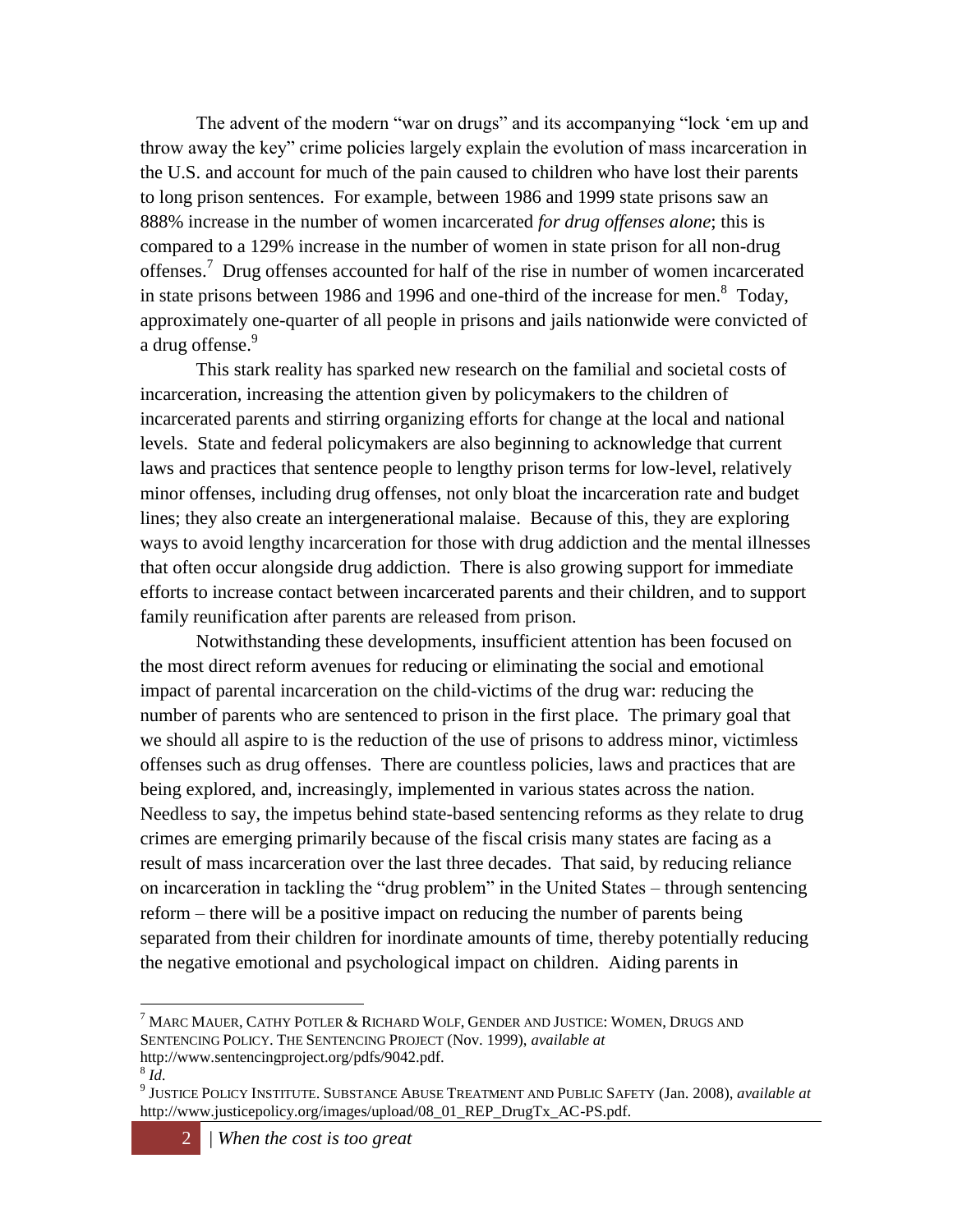The advent of the modern "war on drugs" and its accompanying "lock 'em up and throw away the key" crime policies largely explain the evolution of mass incarceration in the U.S. and account for much of the pain caused to children who have lost their parents to long prison sentences. For example, between 1986 and 1999 state prisons saw an 888% increase in the number of women incarcerated *for drug offenses alone*; this is compared to a 129% increase in the number of women in state prison for all non-drug offenses.[7] Drug offenses accounted for half of the rise in number of women incarcerated in state prisons between 1986 and 1996 and one-third of the increase for men.[8] Today, approximately one-quarter of all people in prisons and jails nationwide were convicted of a drug offense.[9]

This stark reality has sparked new research on the familial and societal costs of incarceration, increasing the attention given by policymakers to the children of incarcerated parents and stirring organizing efforts for change at the local and national levels. State and federal policymakers are also beginning to acknowledge that current laws and practices that sentence people to lengthy prison terms for low-level, relatively minor offenses, including drug offenses, not only bloat the incarceration rate and budget lines; they also create an intergenerational malaise. Because of this, they are exploring ways to avoid lengthy incarceration for those with drug addiction and the mental illnesses that often occur alongside drug addiction. There is also growing support for immediate efforts to increase contact between incarcerated parents and their children, and to support family reunification after parents are released from prison.

Notwithstanding these developments, insufficient attention has been focused on the most direct reform avenues for reducing or eliminating the social and emotional impact of parental incarceration on the child-victims of the drug war: reducing the number of parents who are sentenced to prison in the first place. The primary goal that we should all aspire to is the reduction of the use of prisons to address minor, victimless offenses such as drug offenses. There are countless policies, laws and practices that are being explored, and, increasingly, implemented in various states across the nation. Needless to say, the impetus behind state-based sentencing reforms as they relate to drug crimes are emerging primarily because of the fiscal crisis many states are facing as a result of mass incarceration over the last three decades. That said, by reducing reliance on incarceration in tackling the "drug problem" in the United States – through sentencing reform – there will be a positive impact on reducing the number of parents being separated from their children for inordinate amounts of time, thereby potentially reducing the negative emotional and psychological impact on children. Aiding parents in

---

[7] Marc Mauer, Cathy Potler & Richard Wolf, Gender and Justice: Women, Drugs and Sentencing Policy. The Sentencing Project (Nov. 1999), *available at* http://www.sentencingproject.org/pdfs/9042.pdf.

[8] *Id.*

[9] Justice Policy Institute. Substance Abuse Treatment and Public Safety (Jan. 2008), *available at* http://www.justicepolicy.org/images/upload/08_01_REP_DrugTx_AC-PS.pdf.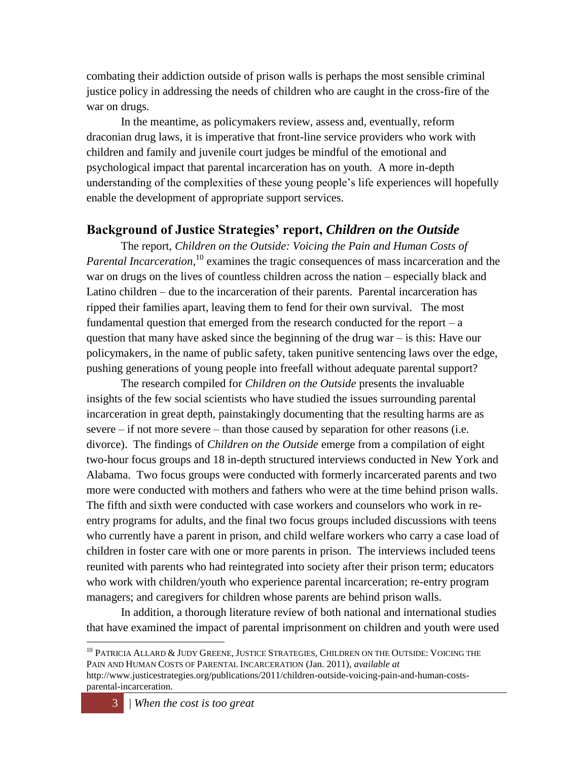combating their addiction outside of prison walls is perhaps the most sensible criminal justice policy in addressing the needs of children who are caught in the cross-fire of the war on drugs.

In the meantime, as policymakers review, assess and, eventually, reform draconian drug laws, it is imperative that front-line service providers who work with children and family and juvenile court judges be mindful of the emotional and psychological impact that parental incarceration has on youth. A more in-depth understanding of the complexities of these young people's life experiences will hopefully enable the development of appropriate support services.

## Background of Justice Strategies' report, *Children on the Outside*

The report, *Children on the Outside: Voicing the Pain and Human Costs of Parental Incarceration*,[10] examines the tragic consequences of mass incarceration and the war on drugs on the lives of countless children across the nation – especially black and Latino children – due to the incarceration of their parents. Parental incarceration has ripped their families apart, leaving them to fend for their own survival. The most fundamental question that emerged from the research conducted for the report – a question that many have asked since the beginning of the drug war – is this: Have our policymakers, in the name of public safety, taken punitive sentencing laws over the edge, pushing generations of young people into freefall without adequate parental support?

The research compiled for *Children on the Outside* presents the invaluable insights of the few social scientists who have studied the issues surrounding parental incarceration in great depth, painstakingly documenting that the resulting harms are as severe – if not more severe – than those caused by separation for other reasons (i.e. divorce). The findings of *Children on the Outside* emerge from a compilation of eight two-hour focus groups and 18 in-depth structured interviews conducted in New York and Alabama. Two focus groups were conducted with formerly incarcerated parents and two more were conducted with mothers and fathers who were at the time behind prison walls. The fifth and sixth were conducted with case workers and counselors who work in re-entry programs for adults, and the final two focus groups included discussions with teens who currently have a parent in prison, and child welfare workers who carry a case load of children in foster care with one or more parents in prison. The interviews included teens reunited with parents who had reintegrated into society after their prison term; educators who work with children/youth who experience parental incarceration; re-entry program managers; and caregivers for children whose parents are behind prison walls.

In addition, a thorough literature review of both national and international studies that have examined the impact of parental imprisonment on children and youth were used

---

[10] PATRICIA ALLARD & JUDY GREENE, JUSTICE STRATEGIES, CHILDREN ON THE OUTSIDE: VOICING THE PAIN AND HUMAN COSTS OF PARENTAL INCARCERATION (Jan. 2011), *available at* http://www.justicestrategies.org/publications/2011/children-outside-voicing-pain-and-human-costs-parental-incarceration.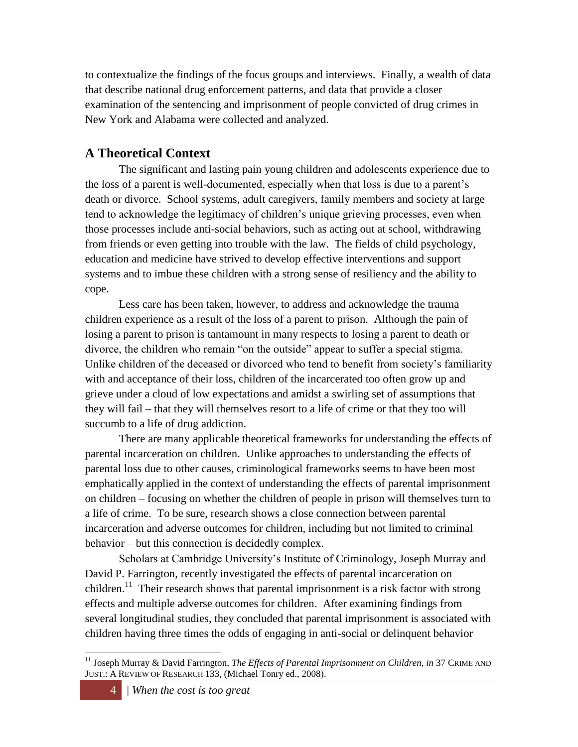to contextualize the findings of the focus groups and interviews. Finally, a wealth of data that describe national drug enforcement patterns, and data that provide a closer examination of the sentencing and imprisonment of people convicted of drug crimes in New York and Alabama were collected and analyzed.

## A Theoretical Context

The significant and lasting pain young children and adolescents experience due to the loss of a parent is well-documented, especially when that loss is due to a parent's death or divorce. School systems, adult caregivers, family members and society at large tend to acknowledge the legitimacy of children's unique grieving processes, even when those processes include anti-social behaviors, such as acting out at school, withdrawing from friends or even getting into trouble with the law. The fields of child psychology, education and medicine have strived to develop effective interventions and support systems and to imbue these children with a strong sense of resiliency and the ability to cope.

Less care has been taken, however, to address and acknowledge the trauma children experience as a result of the loss of a parent to prison. Although the pain of losing a parent to prison is tantamount in many respects to losing a parent to death or divorce, the children who remain "on the outside" appear to suffer a special stigma. Unlike children of the deceased or divorced who tend to benefit from society's familiarity with and acceptance of their loss, children of the incarcerated too often grow up and grieve under a cloud of low expectations and amidst a swirling set of assumptions that they will fail – that they will themselves resort to a life of crime or that they too will succumb to a life of drug addiction.

There are many applicable theoretical frameworks for understanding the effects of parental incarceration on children. Unlike approaches to understanding the effects of parental loss due to other causes, criminological frameworks seems to have been most emphatically applied in the context of understanding the effects of parental imprisonment on children – focusing on whether the children of people in prison will themselves turn to a life of crime. To be sure, research shows a close connection between parental incarceration and adverse outcomes for children, including but not limited to criminal behavior – but this connection is decidedly complex.

Scholars at Cambridge University's Institute of Criminology, Joseph Murray and David P. Farrington, recently investigated the effects of parental incarceration on children.[11] Their research shows that parental imprisonment is a risk factor with strong effects and multiple adverse outcomes for children. After examining findings from several longitudinal studies, they concluded that parental imprisonment is associated with children having three times the odds of engaging in anti-social or delinquent behavior

---

[11] Joseph Murray & David Farrington, *The Effects of Parental Imprisonment on Children, in* 37 CRIME AND JUST.: A REVIEW OF RESEARCH 133, (Michael Tonry ed., 2008).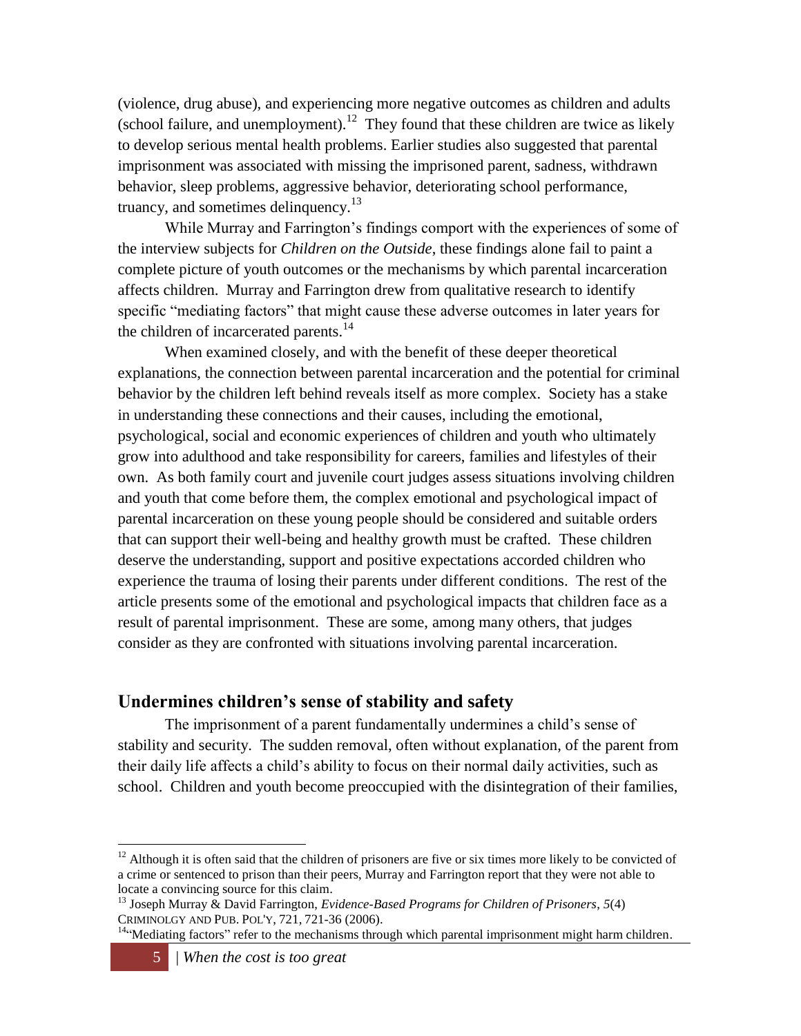(violence, drug abuse), and experiencing more negative outcomes as children and adults (school failure, and unemployment).[12] They found that these children are twice as likely to develop serious mental health problems. Earlier studies also suggested that parental imprisonment was associated with missing the imprisoned parent, sadness, withdrawn behavior, sleep problems, aggressive behavior, deteriorating school performance, truancy, and sometimes delinquency.[13]

While Murray and Farrington's findings comport with the experiences of some of the interview subjects for *Children on the Outside*, these findings alone fail to paint a complete picture of youth outcomes or the mechanisms by which parental incarceration affects children. Murray and Farrington drew from qualitative research to identify specific "mediating factors" that might cause these adverse outcomes in later years for the children of incarcerated parents.[14]

When examined closely, and with the benefit of these deeper theoretical explanations, the connection between parental incarceration and the potential for criminal behavior by the children left behind reveals itself as more complex. Society has a stake in understanding these connections and their causes, including the emotional, psychological, social and economic experiences of children and youth who ultimately grow into adulthood and take responsibility for careers, families and lifestyles of their own. As both family court and juvenile court judges assess situations involving children and youth that come before them, the complex emotional and psychological impact of parental incarceration on these young people should be considered and suitable orders that can support their well-being and healthy growth must be crafted. These children deserve the understanding, support and positive expectations accorded children who experience the trauma of losing their parents under different conditions. The rest of the article presents some of the emotional and psychological impacts that children face as a result of parental imprisonment. These are some, among many others, that judges consider as they are confronted with situations involving parental incarceration.

## Undermines children's sense of stability and safety

The imprisonment of a parent fundamentally undermines a child's sense of stability and security. The sudden removal, often without explanation, of the parent from their daily life affects a child's ability to focus on their normal daily activities, such as school. Children and youth become preoccupied with the disintegration of their families,

---

[12] Although it is often said that the children of prisoners are five or six times more likely to be convicted of a crime or sentenced to prison than their peers, Murray and Farrington report that they were not able to locate a convincing source for this claim.

[13] Joseph Murray & David Farrington, *Evidence-Based Programs for Children of Prisoners*, *5*(4) CRIMINOLGY AND PUB. POL'Y, 721, 721-36 (2006).

[14] "Mediating factors" refer to the mechanisms through which parental imprisonment might harm children.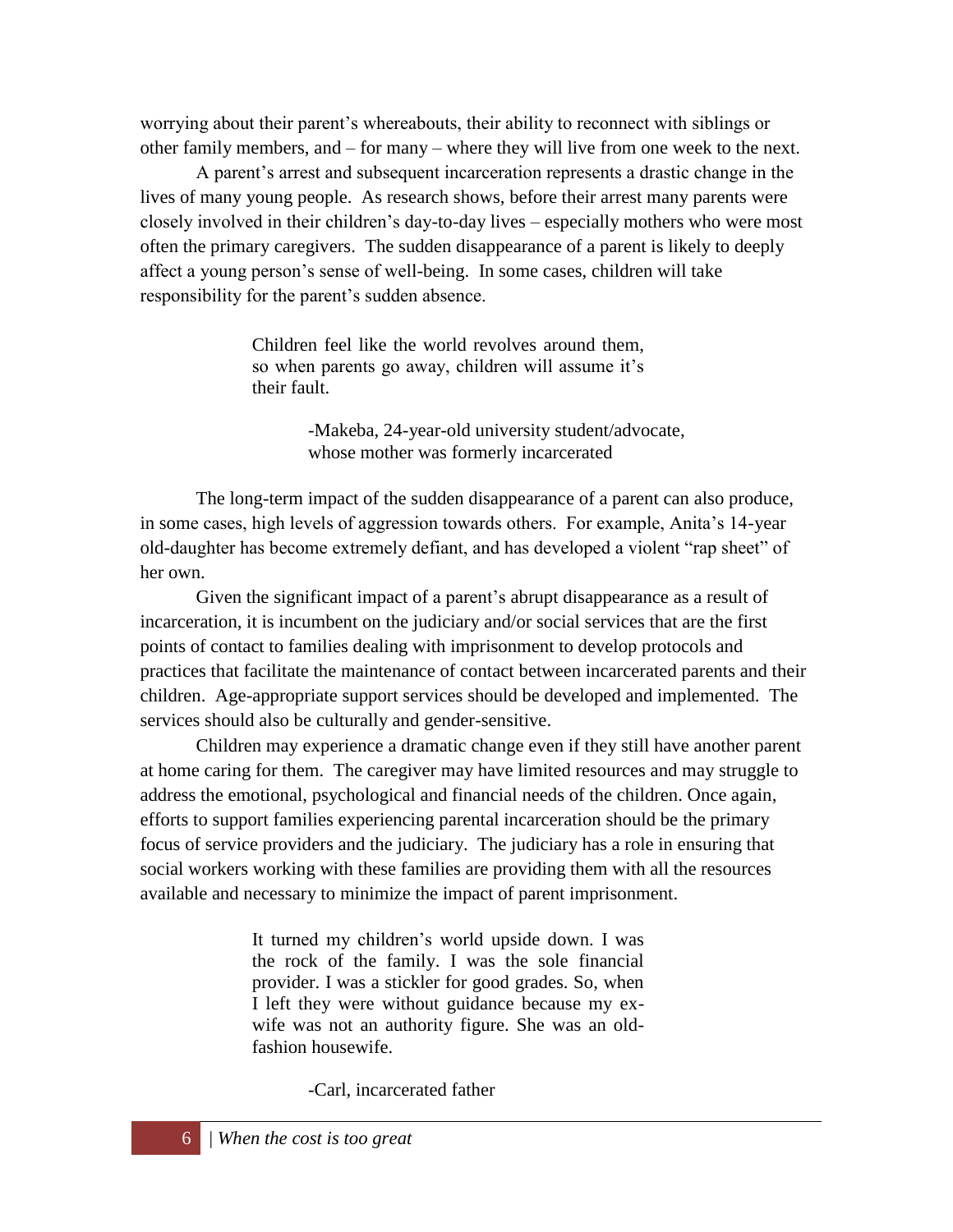worrying about their parent's whereabouts, their ability to reconnect with siblings or other family members, and – for many – where they will live from one week to the next.

A parent's arrest and subsequent incarceration represents a drastic change in the lives of many young people. As research shows, before their arrest many parents were closely involved in their children's day-to-day lives – especially mothers who were most often the primary caregivers. The sudden disappearance of a parent is likely to deeply affect a young person's sense of well-being. In some cases, children will take responsibility for the parent's sudden absence.

> Children feel like the world revolves around them, so when parents go away, children will assume it's their fault.
>
> -Makeba, 24-year-old university student/advocate, whose mother was formerly incarcerated

The long-term impact of the sudden disappearance of a parent can also produce, in some cases, high levels of aggression towards others. For example, Anita's 14-year old-daughter has become extremely defiant, and has developed a violent "rap sheet" of her own.

Given the significant impact of a parent's abrupt disappearance as a result of incarceration, it is incumbent on the judiciary and/or social services that are the first points of contact to families dealing with imprisonment to develop protocols and practices that facilitate the maintenance of contact between incarcerated parents and their children. Age-appropriate support services should be developed and implemented. The services should also be culturally and gender-sensitive.

Children may experience a dramatic change even if they still have another parent at home caring for them. The caregiver may have limited resources and may struggle to address the emotional, psychological and financial needs of the children. Once again, efforts to support families experiencing parental incarceration should be the primary focus of service providers and the judiciary. The judiciary has a role in ensuring that social workers working with these families are providing them with all the resources available and necessary to minimize the impact of parent imprisonment.

> It turned my children's world upside down. I was the rock of the family. I was the sole financial provider. I was a stickler for good grades. So, when I left they were without guidance because my ex-wife was not an authority figure. She was an old-fashion housewife.
>
> -Carl, incarcerated father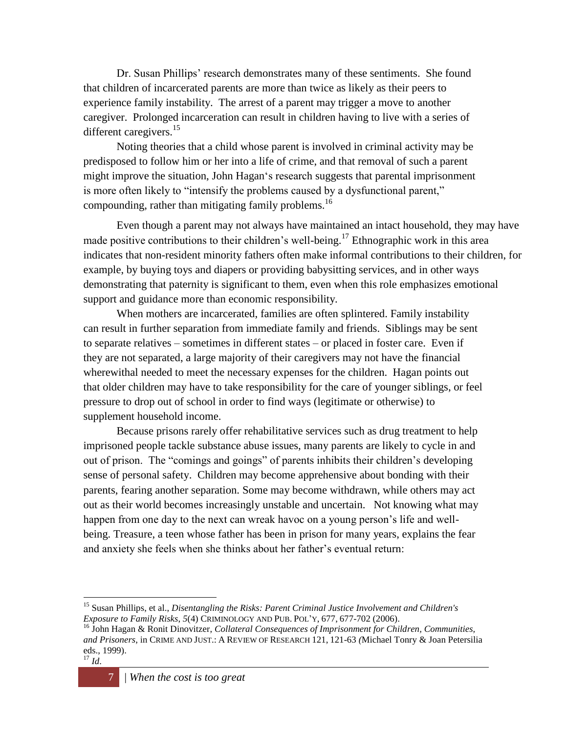Dr. Susan Phillips' research demonstrates many of these sentiments. She found that children of incarcerated parents are more than twice as likely as their peers to experience family instability. The arrest of a parent may trigger a move to another caregiver. Prolonged incarceration can result in children having to live with a series of different caregivers.[15]

Noting theories that a child whose parent is involved in criminal activity may be predisposed to follow him or her into a life of crime, and that removal of such a parent might improve the situation, John Hagan's research suggests that parental imprisonment is more often likely to "intensify the problems caused by a dysfunctional parent," compounding, rather than mitigating family problems.[16]

Even though a parent may not always have maintained an intact household, they may have made positive contributions to their children's well-being.[17] Ethnographic work in this area indicates that non-resident minority fathers often make informal contributions to their children, for example, by buying toys and diapers or providing babysitting services, and in other ways demonstrating that paternity is significant to them, even when this role emphasizes emotional support and guidance more than economic responsibility.

When mothers are incarcerated, families are often splintered. Family instability can result in further separation from immediate family and friends. Siblings may be sent to separate relatives – sometimes in different states – or placed in foster care. Even if they are not separated, a large majority of their caregivers may not have the financial wherewithal needed to meet the necessary expenses for the children. Hagan points out that older children may have to take responsibility for the care of younger siblings, or feel pressure to drop out of school in order to find ways (legitimate or otherwise) to supplement household income.

Because prisons rarely offer rehabilitative services such as drug treatment to help imprisoned people tackle substance abuse issues, many parents are likely to cycle in and out of prison. The "comings and goings" of parents inhibits their children's developing sense of personal safety. Children may become apprehensive about bonding with their parents, fearing another separation. Some may become withdrawn, while others may act out as their world becomes increasingly unstable and uncertain. Not knowing what may happen from one day to the next can wreak havoc on a young person's life and well-being. Treasure, a teen whose father has been in prison for many years, explains the fear and anxiety she feels when she thinks about her father's eventual return:

---

[15] Susan Phillips, et al., *Disentangling the Risks: Parent Criminal Justice Involvement and Children's Exposure to Family Risks*, *5*(4) CRIMINOLOGY AND PUB. POL'Y, 677, 677-702 (2006).

[16] John Hagan & Ronit Dinovitzer, *Collateral Consequences of Imprisonment for Children, Communities, and Prisoners*, in CRIME AND JUST.: A REVIEW OF RESEARCH 121, 121-63 (Michael Tonry & Joan Petersilia eds., 1999).

[17] *Id*.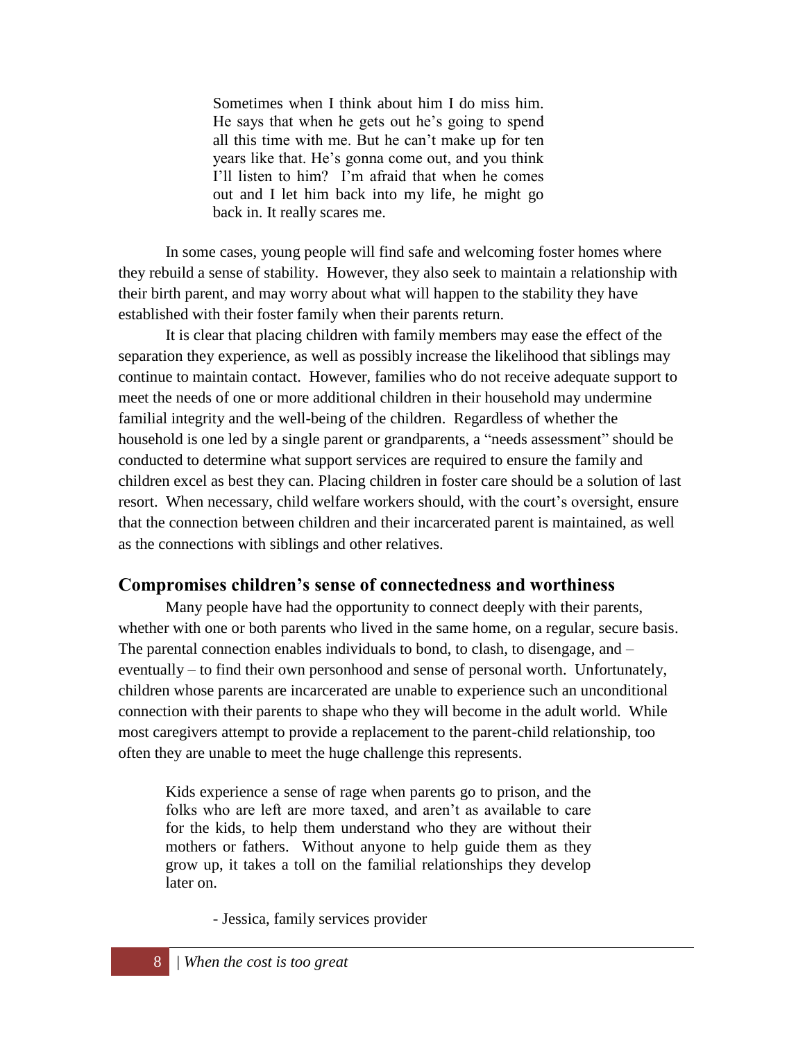> Sometimes when I think about him I do miss him. He says that when he gets out he's going to spend all this time with me. But he can't make up for ten years like that. He's gonna come out, and you think I'll listen to him? I'm afraid that when he comes out and I let him back into my life, he might go back in. It really scares me.

In some cases, young people will find safe and welcoming foster homes where they rebuild a sense of stability. However, they also seek to maintain a relationship with their birth parent, and may worry about what will happen to the stability they have established with their foster family when their parents return.

It is clear that placing children with family members may ease the effect of the separation they experience, as well as possibly increase the likelihood that siblings may continue to maintain contact. However, families who do not receive adequate support to meet the needs of one or more additional children in their household may undermine familial integrity and the well-being of the children. Regardless of whether the household is one led by a single parent or grandparents, a "needs assessment" should be conducted to determine what support services are required to ensure the family and children excel as best they can. Placing children in foster care should be a solution of last resort. When necessary, child welfare workers should, with the court's oversight, ensure that the connection between children and their incarcerated parent is maintained, as well as the connections with siblings and other relatives.

## Compromises children's sense of connectedness and worthiness

Many people have had the opportunity to connect deeply with their parents, whether with one or both parents who lived in the same home, on a regular, secure basis. The parental connection enables individuals to bond, to clash, to disengage, and – eventually – to find their own personhood and sense of personal worth. Unfortunately, children whose parents are incarcerated are unable to experience such an unconditional connection with their parents to shape who they will become in the adult world. While most caregivers attempt to provide a replacement to the parent-child relationship, too often they are unable to meet the huge challenge this represents.

> Kids experience a sense of rage when parents go to prison, and the folks who are left are more taxed, and aren't as available to care for the kids, to help them understand who they are without their mothers or fathers. Without anyone to help guide them as they grow up, it takes a toll on the familial relationships they develop later on.
>
> - Jessica, family services provider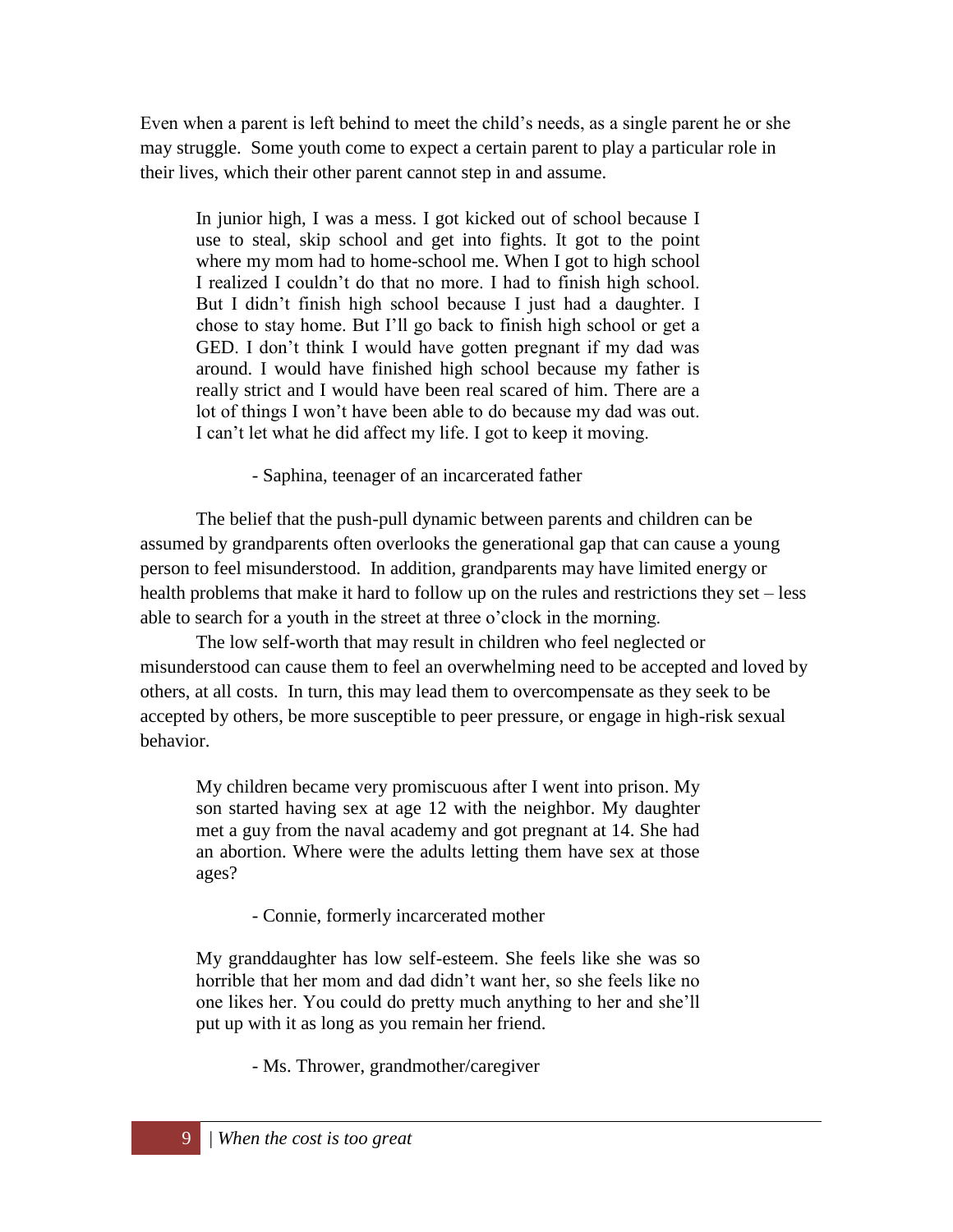Even when a parent is left behind to meet the child's needs, as a single parent he or she may struggle. Some youth come to expect a certain parent to play a particular role in their lives, which their other parent cannot step in and assume.

> In junior high, I was a mess. I got kicked out of school because I use to steal, skip school and get into fights. It got to the point where my mom had to home-school me. When I got to high school I realized I couldn't do that no more. I had to finish high school. But I didn't finish high school because I just had a daughter. I chose to stay home. But I'll go back to finish high school or get a GED. I don't think I would have gotten pregnant if my dad was around. I would have finished high school because my father is really strict and I would have been real scared of him. There are a lot of things I won't have been able to do because my dad was out. I can't let what he did affect my life. I got to keep it moving.
>
> - Saphina, teenager of an incarcerated father

The belief that the push-pull dynamic between parents and children can be assumed by grandparents often overlooks the generational gap that can cause a young person to feel misunderstood. In addition, grandparents may have limited energy or health problems that make it hard to follow up on the rules and restrictions they set – less able to search for a youth in the street at three o'clock in the morning.

The low self-worth that may result in children who feel neglected or misunderstood can cause them to feel an overwhelming need to be accepted and loved by others, at all costs. In turn, this may lead them to overcompensate as they seek to be accepted by others, be more susceptible to peer pressure, or engage in high-risk sexual behavior.

> My children became very promiscuous after I went into prison. My son started having sex at age 12 with the neighbor. My daughter met a guy from the naval academy and got pregnant at 14. She had an abortion. Where were the adults letting them have sex at those ages?
>
> - Connie, formerly incarcerated mother

> My granddaughter has low self-esteem. She feels like she was so horrible that her mom and dad didn't want her, so she feels like no one likes her. You could do pretty much anything to her and she'll put up with it as long as you remain her friend.
>
> - Ms. Thrower, grandmother/caregiver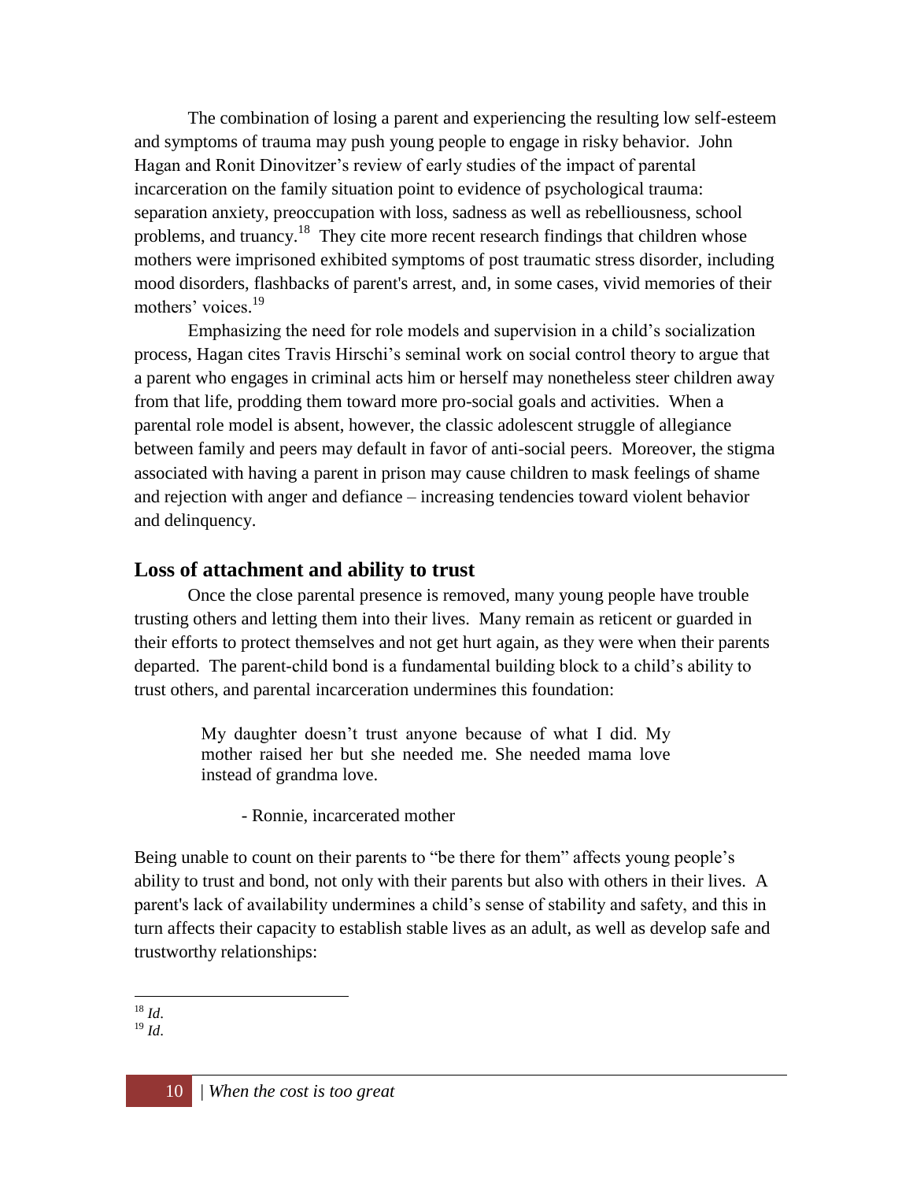The combination of losing a parent and experiencing the resulting low self-esteem and symptoms of trauma may push young people to engage in risky behavior. John Hagan and Ronit Dinovitzer's review of early studies of the impact of parental incarceration on the family situation point to evidence of psychological trauma: separation anxiety, preoccupation with loss, sadness as well as rebelliousness, school problems, and truancy.[18] They cite more recent research findings that children whose mothers were imprisoned exhibited symptoms of post traumatic stress disorder, including mood disorders, flashbacks of parent's arrest, and, in some cases, vivid memories of their mothers' voices.[19]

Emphasizing the need for role models and supervision in a child's socialization process, Hagan cites Travis Hirschi's seminal work on social control theory to argue that a parent who engages in criminal acts him or herself may nonetheless steer children away from that life, prodding them toward more pro-social goals and activities. When a parental role model is absent, however, the classic adolescent struggle of allegiance between family and peers may default in favor of anti-social peers. Moreover, the stigma associated with having a parent in prison may cause children to mask feelings of shame and rejection with anger and defiance – increasing tendencies toward violent behavior and delinquency.

## Loss of attachment and ability to trust

Once the close parental presence is removed, many young people have trouble trusting others and letting them into their lives. Many remain as reticent or guarded in their efforts to protect themselves and not get hurt again, as they were when their parents departed. The parent-child bond is a fundamental building block to a child's ability to trust others, and parental incarceration undermines this foundation:

> My daughter doesn't trust anyone because of what I did. My mother raised her but she needed me. She needed mama love instead of grandma love.
>
> - Ronnie, incarcerated mother

Being unable to count on their parents to "be there for them" affects young people's ability to trust and bond, not only with their parents but also with others in their lives. A parent's lack of availability undermines a child's sense of stability and safety, and this in turn affects their capacity to establish stable lives as an adult, as well as develop safe and trustworthy relationships:

---

[18] *Id*.

[19] *Id*.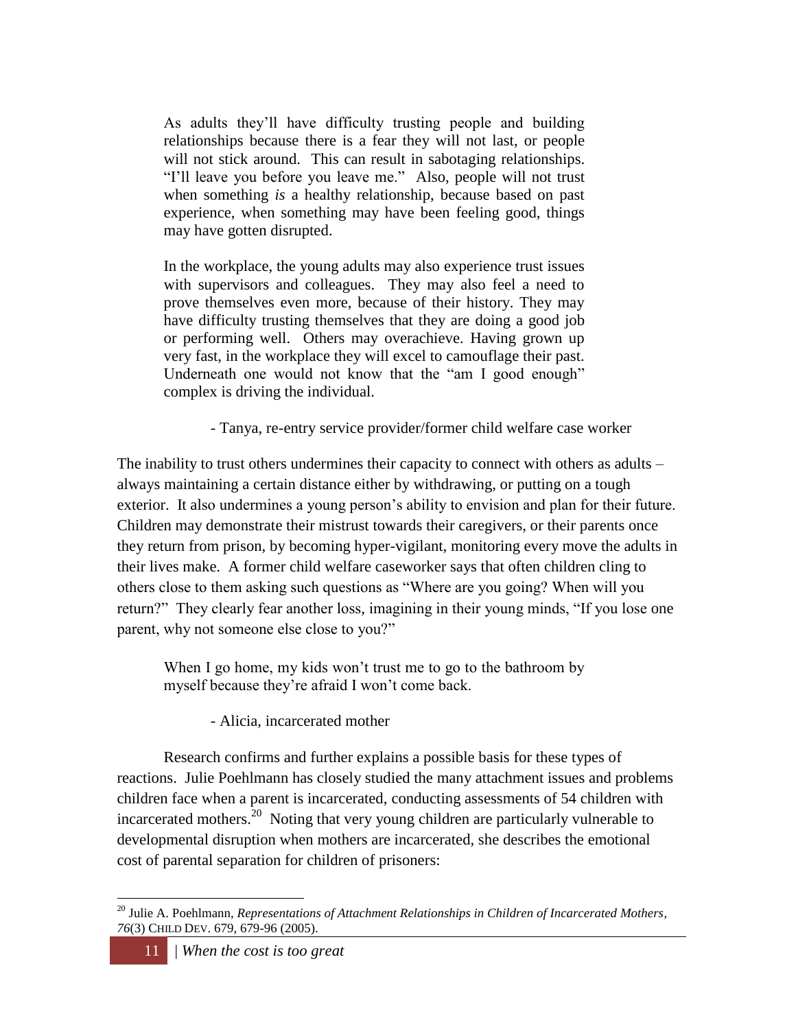> As adults they'll have difficulty trusting people and building relationships because there is a fear they will not last, or people will not stick around. This can result in sabotaging relationships. "I'll leave you before you leave me." Also, people will not trust when something *is* a healthy relationship, because based on past experience, when something may have been feeling good, things may have gotten disrupted.
>
> In the workplace, the young adults may also experience trust issues with supervisors and colleagues. They may also feel a need to prove themselves even more, because of their history. They may have difficulty trusting themselves that they are doing a good job or performing well. Others may overachieve. Having grown up very fast, in the workplace they will excel to camouflage their past. Underneath one would not know that the "am I good enough" complex is driving the individual.
>
> - Tanya, re-entry service provider/former child welfare case worker

The inability to trust others undermines their capacity to connect with others as adults – always maintaining a certain distance either by withdrawing, or putting on a tough exterior. It also undermines a young person's ability to envision and plan for their future. Children may demonstrate their mistrust towards their caregivers, or their parents once they return from prison, by becoming hyper-vigilant, monitoring every move the adults in their lives make. A former child welfare caseworker says that often children cling to others close to them asking such questions as "Where are you going? When will you return?" They clearly fear another loss, imagining in their young minds, "If you lose one parent, why not someone else close to you?"

> When I go home, my kids won't trust me to go to the bathroom by myself because they're afraid I won't come back.
>
> - Alicia, incarcerated mother

Research confirms and further explains a possible basis for these types of reactions. Julie Poehlmann has closely studied the many attachment issues and problems children face when a parent is incarcerated, conducting assessments of 54 children with incarcerated mothers.[20] Noting that very young children are particularly vulnerable to developmental disruption when mothers are incarcerated, she describes the emotional cost of parental separation for children of prisoners:

[20] Julie A. Poehlmann, *Representations of Attachment Relationships in Children of Incarcerated Mothers*, *76*(3) CHILD DEV. 679, 679-96 (2005).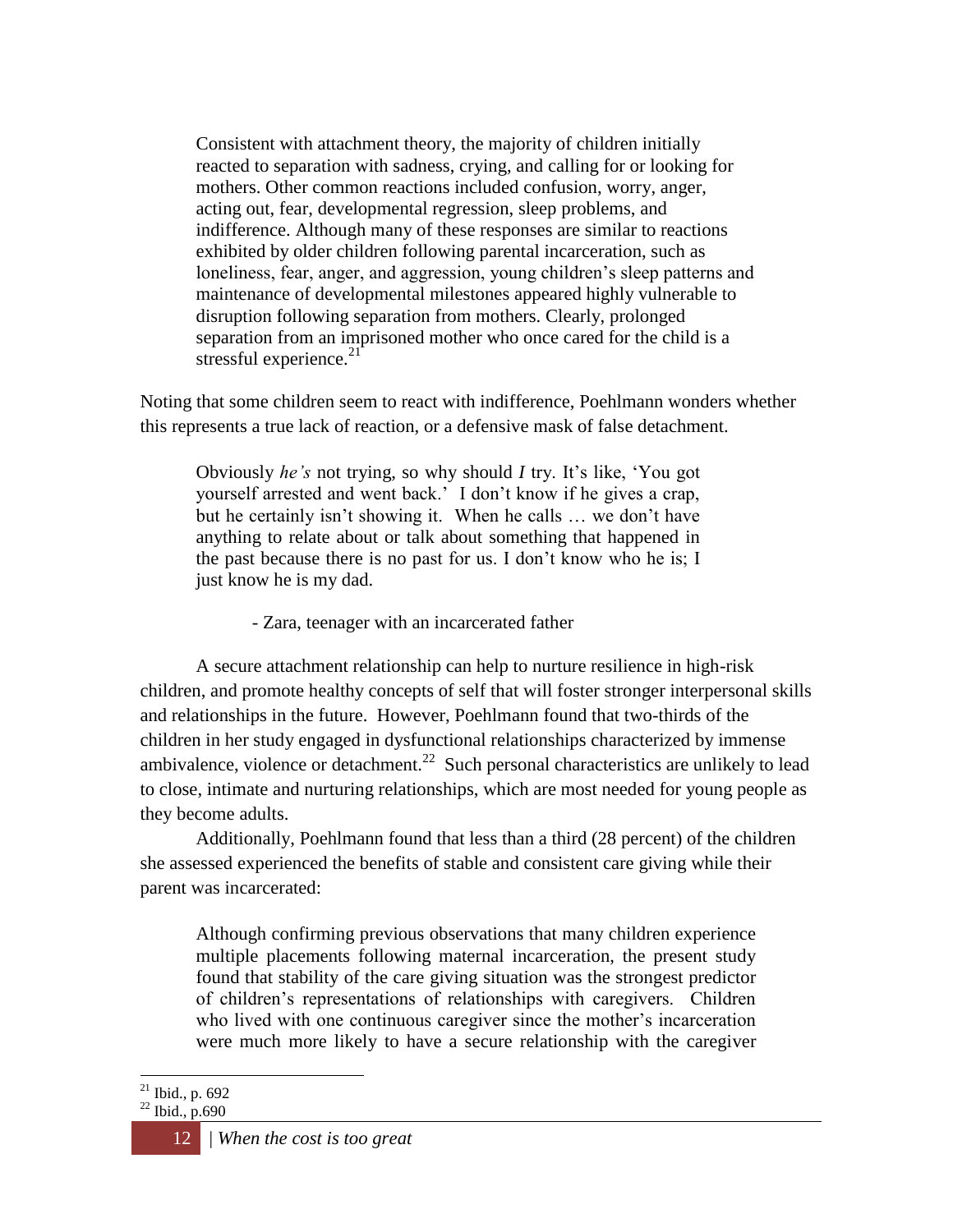> Consistent with attachment theory, the majority of children initially reacted to separation with sadness, crying, and calling for or looking for mothers. Other common reactions included confusion, worry, anger, acting out, fear, developmental regression, sleep problems, and indifference. Although many of these responses are similar to reactions exhibited by older children following parental incarceration, such as loneliness, fear, anger, and aggression, young children's sleep patterns and maintenance of developmental milestones appeared highly vulnerable to disruption following separation from mothers. Clearly, prolonged separation from an imprisoned mother who once cared for the child is a stressful experience.[21]

Noting that some children seem to react with indifference, Poehlmann wonders whether this represents a true lack of reaction, or a defensive mask of false detachment.

> Obviously *he's* not trying, so why should *I* try. It's like, 'You got yourself arrested and went back.' I don't know if he gives a crap, but he certainly isn't showing it. When he calls … we don't have anything to relate about or talk about something that happened in the past because there is no past for us. I don't know who he is; I just know he is my dad.
>
> \- Zara, teenager with an incarcerated father

A secure attachment relationship can help to nurture resilience in high-risk children, and promote healthy concepts of self that will foster stronger interpersonal skills and relationships in the future. However, Poehlmann found that two-thirds of the children in her study engaged in dysfunctional relationships characterized by immense ambivalence, violence or detachment.[22] Such personal characteristics are unlikely to lead to close, intimate and nurturing relationships, which are most needed for young people as they become adults.

Additionally, Poehlmann found that less than a third (28 percent) of the children she assessed experienced the benefits of stable and consistent care giving while their parent was incarcerated:

> Although confirming previous observations that many children experience multiple placements following maternal incarceration, the present study found that stability of the care giving situation was the strongest predictor of children's representations of relationships with caregivers. Children who lived with one continuous caregiver since the mother's incarceration were much more likely to have a secure relationship with the caregiver

[21] Ibid., p. 692

[22] Ibid., p.690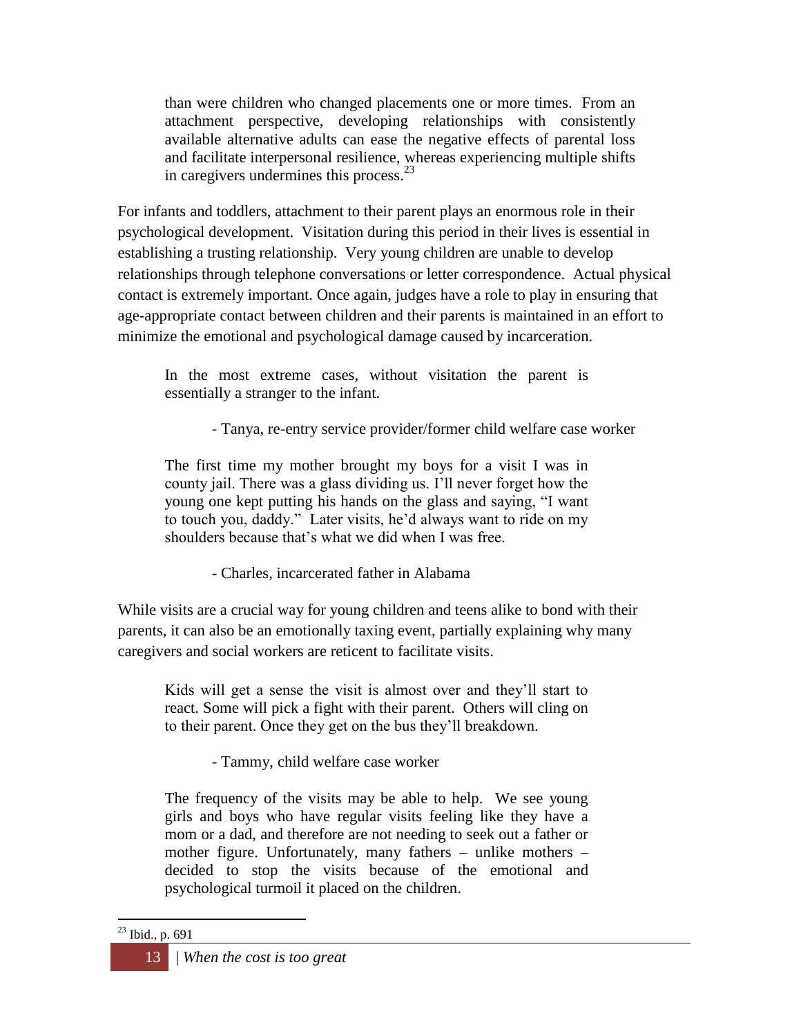> than were children who changed placements one or more times. From an attachment perspective, developing relationships with consistently available alternative adults can ease the negative effects of parental loss and facilitate interpersonal resilience, whereas experiencing multiple shifts in caregivers undermines this process.[23]

For infants and toddlers, attachment to their parent plays an enormous role in their psychological development. Visitation during this period in their lives is essential in establishing a trusting relationship. Very young children are unable to develop relationships through telephone conversations or letter correspondence. Actual physical contact is extremely important. Once again, judges have a role to play in ensuring that age-appropriate contact between children and their parents is maintained in an effort to minimize the emotional and psychological damage caused by incarceration.

> In the most extreme cases, without visitation the parent is essentially a stranger to the infant.
>
> - Tanya, re-entry service provider/former child welfare case worker

> The first time my mother brought my boys for a visit I was in county jail. There was a glass dividing us. I'll never forget how the young one kept putting his hands on the glass and saying, "I want to touch you, daddy." Later visits, he'd always want to ride on my shoulders because that's what we did when I was free.
>
> - Charles, incarcerated father in Alabama

While visits are a crucial way for young children and teens alike to bond with their parents, it can also be an emotionally taxing event, partially explaining why many caregivers and social workers are reticent to facilitate visits.

> Kids will get a sense the visit is almost over and they'll start to react. Some will pick a fight with their parent. Others will cling on to their parent. Once they get on the bus they'll breakdown.
>
> - Tammy, child welfare case worker

> The frequency of the visits may be able to help. We see young girls and boys who have regular visits feeling like they have a mom or a dad, and therefore are not needing to seek out a father or mother figure. Unfortunately, many fathers – unlike mothers – decided to stop the visits because of the emotional and psychological turmoil it placed on the children.

[23] Ibid., p. 691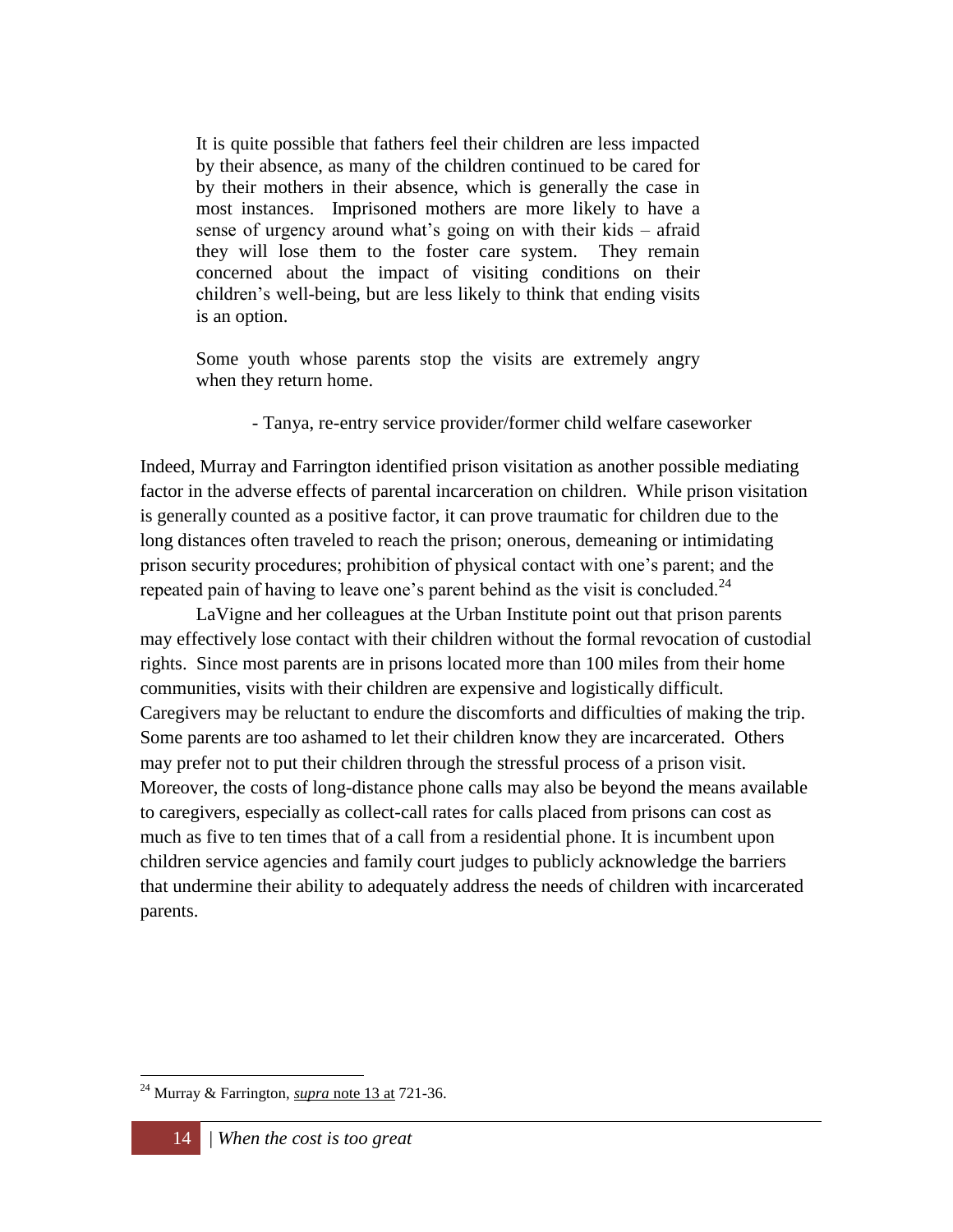> It is quite possible that fathers feel their children are less impacted by their absence, as many of the children continued to be cared for by their mothers in their absence, which is generally the case in most instances. Imprisoned mothers are more likely to have a sense of urgency around what's going on with their kids – afraid they will lose them to the foster care system. They remain concerned about the impact of visiting conditions on their children's well-being, but are less likely to think that ending visits is an option.
>
> Some youth whose parents stop the visits are extremely angry when they return home.
>
> - Tanya, re-entry service provider/former child welfare caseworker

Indeed, Murray and Farrington identified prison visitation as another possible mediating factor in the adverse effects of parental incarceration on children. While prison visitation is generally counted as a positive factor, it can prove traumatic for children due to the long distances often traveled to reach the prison; onerous, demeaning or intimidating prison security procedures; prohibition of physical contact with one's parent; and the repeated pain of having to leave one's parent behind as the visit is concluded.[24]

LaVigne and her colleagues at the Urban Institute point out that prison parents may effectively lose contact with their children without the formal revocation of custodial rights. Since most parents are in prisons located more than 100 miles from their home communities, visits with their children are expensive and logistically difficult. Caregivers may be reluctant to endure the discomforts and difficulties of making the trip. Some parents are too ashamed to let their children know they are incarcerated. Others may prefer not to put their children through the stressful process of a prison visit. Moreover, the costs of long-distance phone calls may also be beyond the means available to caregivers, especially as collect-call rates for calls placed from prisons can cost as much as five to ten times that of a call from a residential phone. It is incumbent upon children service agencies and family court judges to publicly acknowledge the barriers that undermine their ability to adequately address the needs of children with incarcerated parents.

---

[24] Murray & Farrington, *supra* note 13 at 721-36.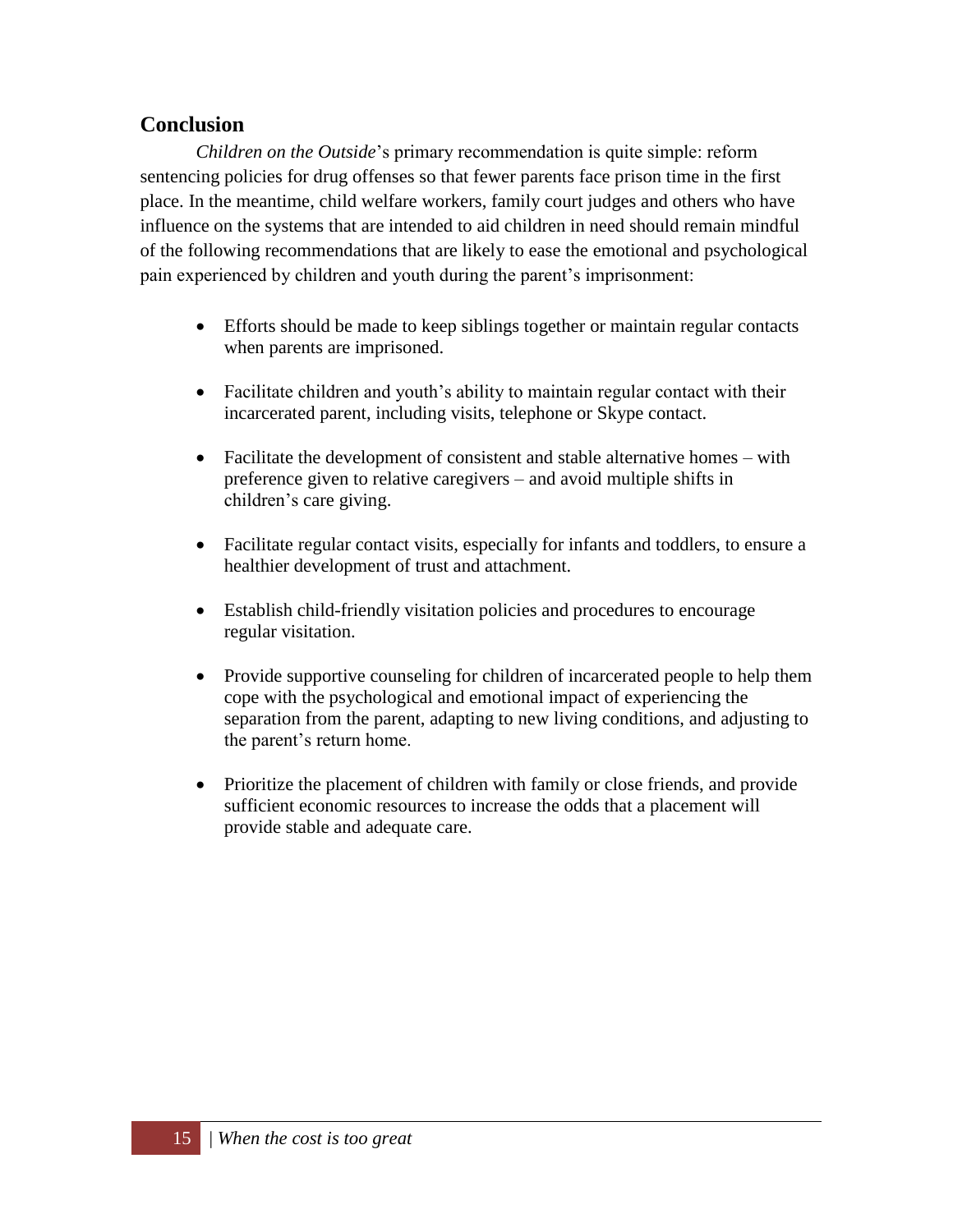## Conclusion

*Children on the Outside*'s primary recommendation is quite simple: reform sentencing policies for drug offenses so that fewer parents face prison time in the first place. In the meantime, child welfare workers, family court judges and others who have influence on the systems that are intended to aid children in need should remain mindful of the following recommendations that are likely to ease the emotional and psychological pain experienced by children and youth during the parent's imprisonment:

- Efforts should be made to keep siblings together or maintain regular contacts when parents are imprisoned.
- Facilitate children and youth's ability to maintain regular contact with their incarcerated parent, including visits, telephone or Skype contact.
- Facilitate the development of consistent and stable alternative homes – with preference given to relative caregivers – and avoid multiple shifts in children's care giving.
- Facilitate regular contact visits, especially for infants and toddlers, to ensure a healthier development of trust and attachment.
- Establish child-friendly visitation policies and procedures to encourage regular visitation.
- Provide supportive counseling for children of incarcerated people to help them cope with the psychological and emotional impact of experiencing the separation from the parent, adapting to new living conditions, and adjusting to the parent's return home.
- Prioritize the placement of children with family or close friends, and provide sufficient economic resources to increase the odds that a placement will provide stable and adequate care.